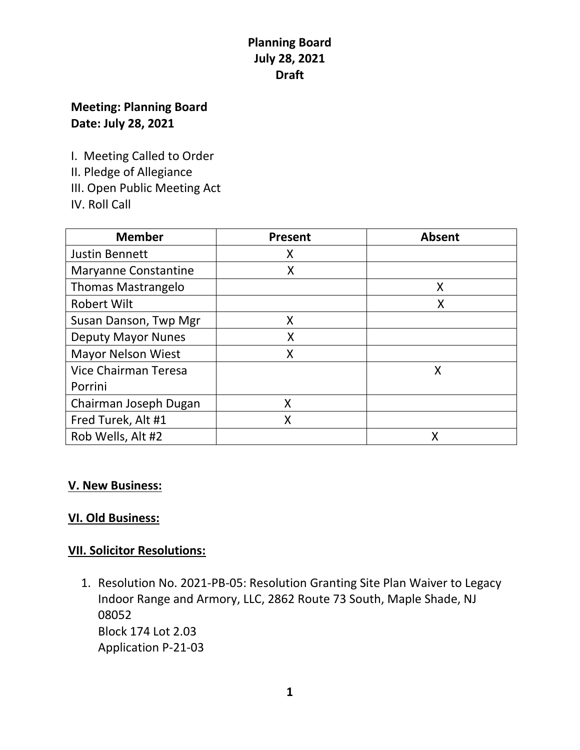**Planning Board**
**July 28, 2021**
**Draft**

**Meeting: Planning Board**
**Date: July 28, 2021**

I. Meeting Called to Order
II. Pledge of Allegiance
III. Open Public Meeting Act
IV. Roll Call

| Member | Present | Absent |
|---|---|---|
| Justin Bennett | X | |
| Maryanne Constantine | X | |
| Thomas Mastrangelo | | X |
| Robert Wilt | | X |
| Susan Danson, Twp Mgr | X | |
| Deputy Mayor Nunes | X | |
| Mayor Nelson Wiest | X | |
| Vice Chairman Teresa Porrini | | X |
| Chairman Joseph Dugan | X | |
| Fred Turek, Alt #1 | X | |
| Rob Wells, Alt #2 | | X |

**V. New Business:**

**VI. Old Business:**

**VII. Solicitor Resolutions:**

1. Resolution No. 2021-PB-05: Resolution Granting Site Plan Waiver to Legacy Indoor Range and Armory, LLC, 2862 Route 73 South, Maple Shade, NJ 08052
   Block 174 Lot 2.03
   Application P-21-03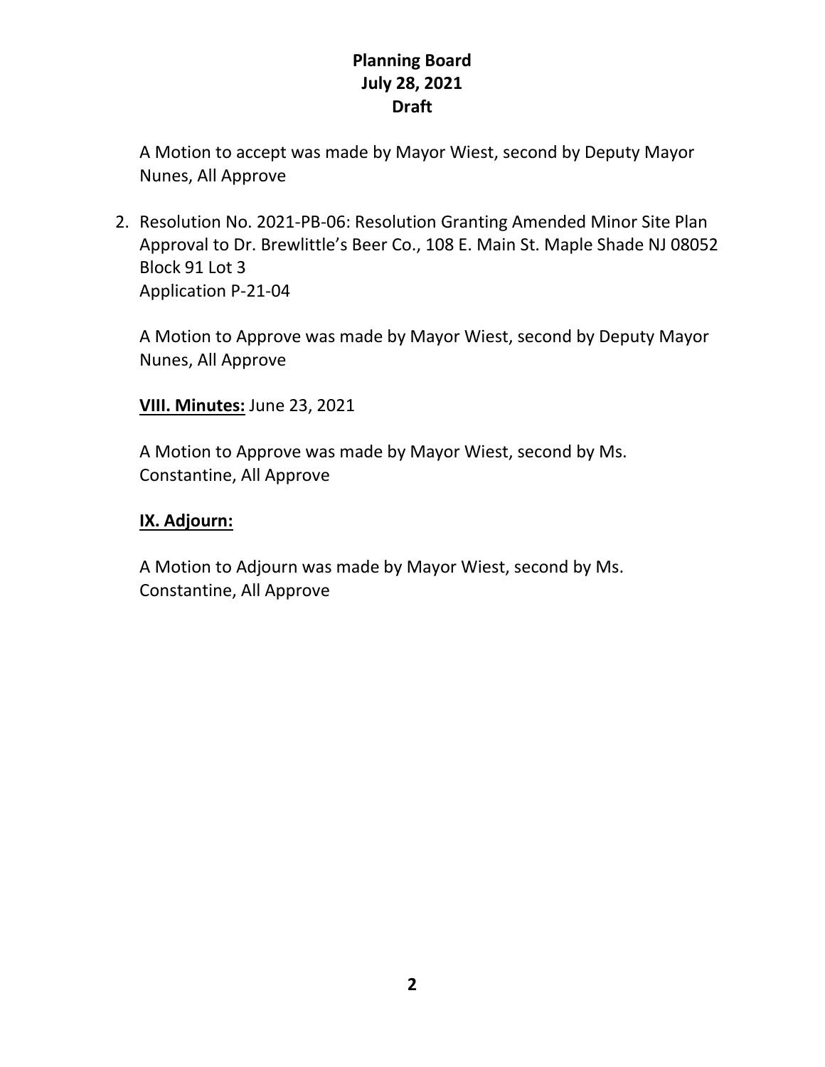A Motion to accept was made by Mayor Wiest, second by Deputy Mayor Nunes, All Approve

2. Resolution No. 2021-PB-06: Resolution Granting Amended Minor Site Plan Approval to Dr. Brewlittle's Beer Co., 108 E. Main St. Maple Shade NJ 08052 Block 91 Lot 3
   Application P-21-04

   A Motion to Approve was made by Mayor Wiest, second by Deputy Mayor Nunes, All Approve

**VIII. Minutes:** June 23, 2021

A Motion to Approve was made by Mayor Wiest, second by Ms. Constantine, All Approve

**IX. Adjourn:**

A Motion to Adjourn was made by Mayor Wiest, second by Ms. Constantine, All Approve